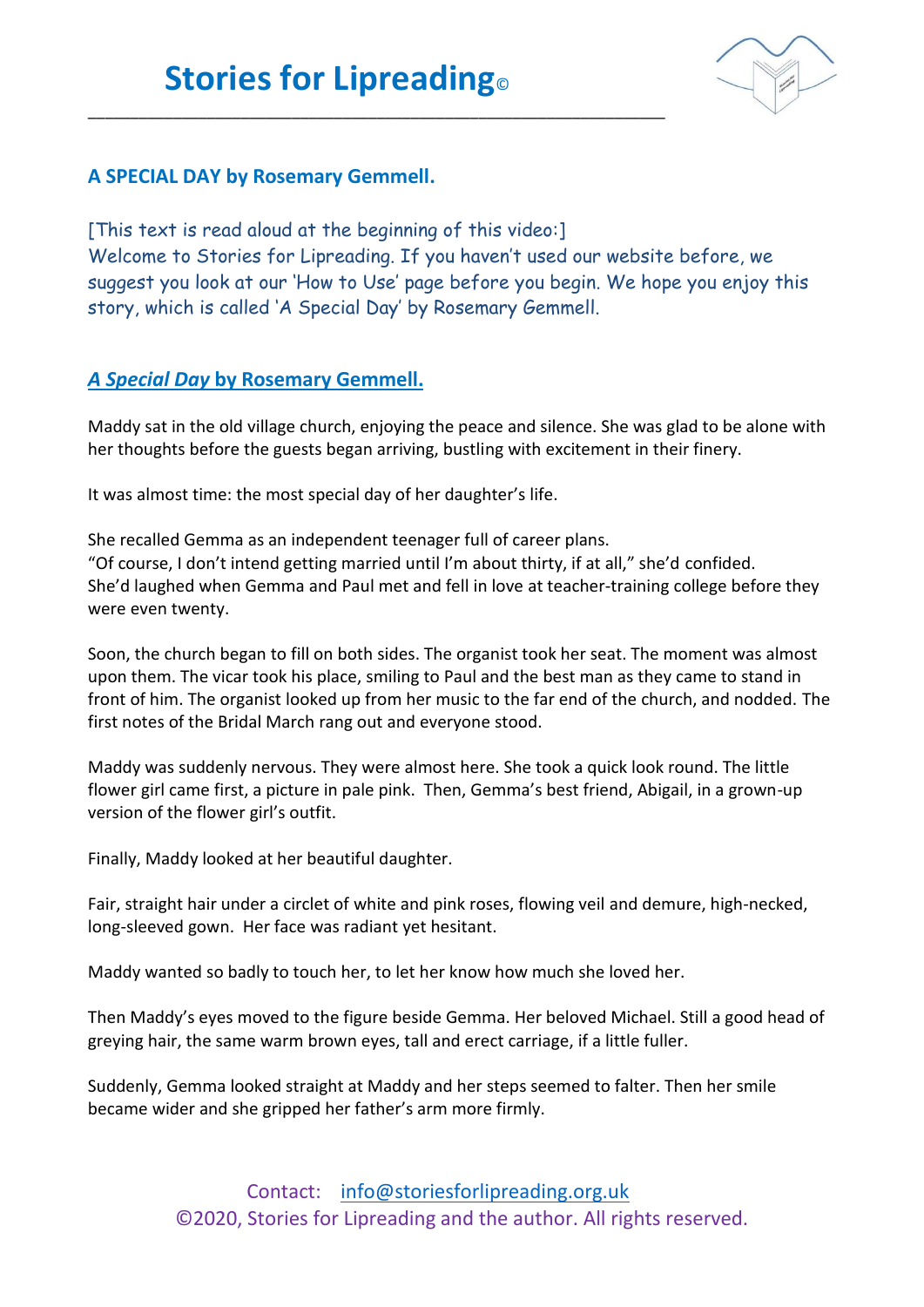# Stories for Lipreading©

**A SPECIAL DAY by Rosemary Gemmell.**

[This text is read aloud at the beginning of this video:]
Welcome to Stories for Lipreading. If you haven't used our website before, we suggest you look at our 'How to Use' page before you begin. We hope you enjoy this story, which is called 'A Special Day' by Rosemary Gemmell.

## *A Special Day* by Rosemary Gemmell.

Maddy sat in the old village church, enjoying the peace and silence. She was glad to be alone with her thoughts before the guests began arriving, bustling with excitement in their finery.

It was almost time: the most special day of her daughter's life.

She recalled Gemma as an independent teenager full of career plans.
"Of course, I don't intend getting married until I'm about thirty, if at all," she'd confided.
She'd laughed when Gemma and Paul met and fell in love at teacher-training college before they were even twenty.

Soon, the church began to fill on both sides. The organist took her seat. The moment was almost upon them. The vicar took his place, smiling to Paul and the best man as they came to stand in front of him. The organist looked up from her music to the far end of the church, and nodded. The first notes of the Bridal March rang out and everyone stood.

Maddy was suddenly nervous. They were almost here. She took a quick look round. The little flower girl came first, a picture in pale pink. Then, Gemma's best friend, Abigail, in a grown-up version of the flower girl's outfit.

Finally, Maddy looked at her beautiful daughter.

Fair, straight hair under a circlet of white and pink roses, flowing veil and demure, high-necked, long-sleeved gown. Her face was radiant yet hesitant.

Maddy wanted so badly to touch her, to let her know how much she loved her.

Then Maddy's eyes moved to the figure beside Gemma. Her beloved Michael. Still a good head of greying hair, the same warm brown eyes, tall and erect carriage, if a little fuller.

Suddenly, Gemma looked straight at Maddy and her steps seemed to falter. Then her smile became wider and she gripped her father's arm more firmly.

Contact: info@storiesforlipreading.org.uk
©2020, Stories for Lipreading and the author. All rights reserved.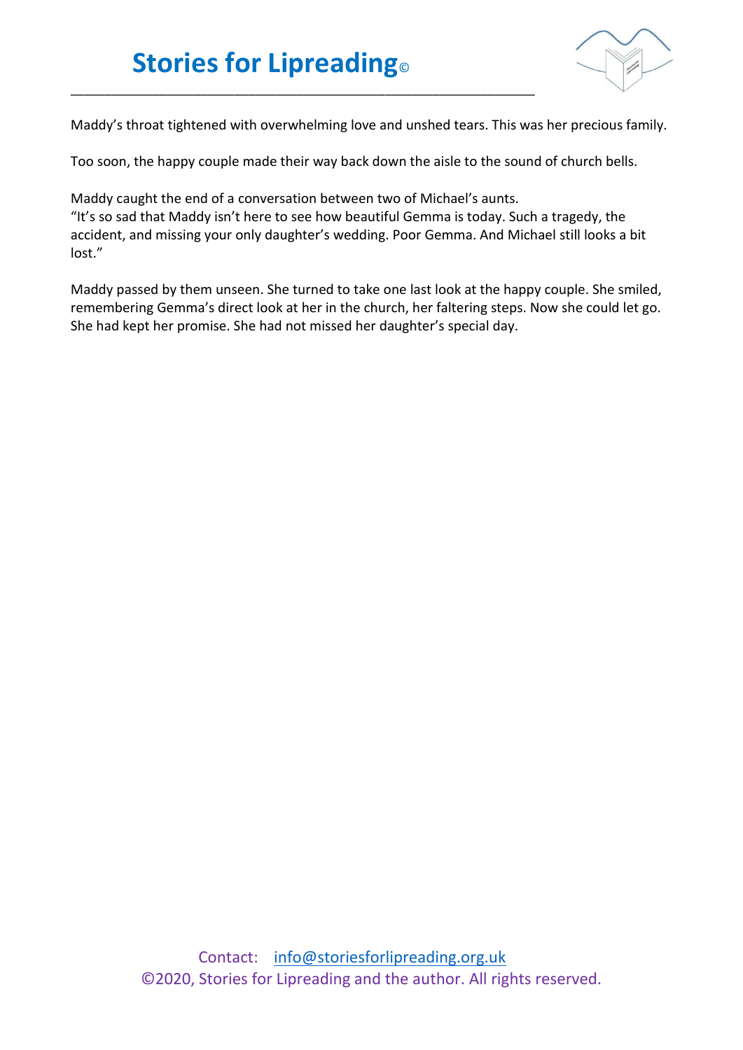Maddy's throat tightened with overwhelming love and unshed tears. This was her precious family.

Too soon, the happy couple made their way back down the aisle to the sound of church bells.

Maddy caught the end of a conversation between two of Michael's aunts.
"It's so sad that Maddy isn't here to see how beautiful Gemma is today. Such a tragedy, the accident, and missing your only daughter's wedding. Poor Gemma. And Michael still looks a bit lost."

Maddy passed by them unseen. She turned to take one last look at the happy couple. She smiled, remembering Gemma's direct look at her in the church, her faltering steps. Now she could let go. She had kept her promise. She had not missed her daughter's special day.

Contact: info@storiesforlipreading.org.uk
©2020, Stories for Lipreading and the author. All rights reserved.